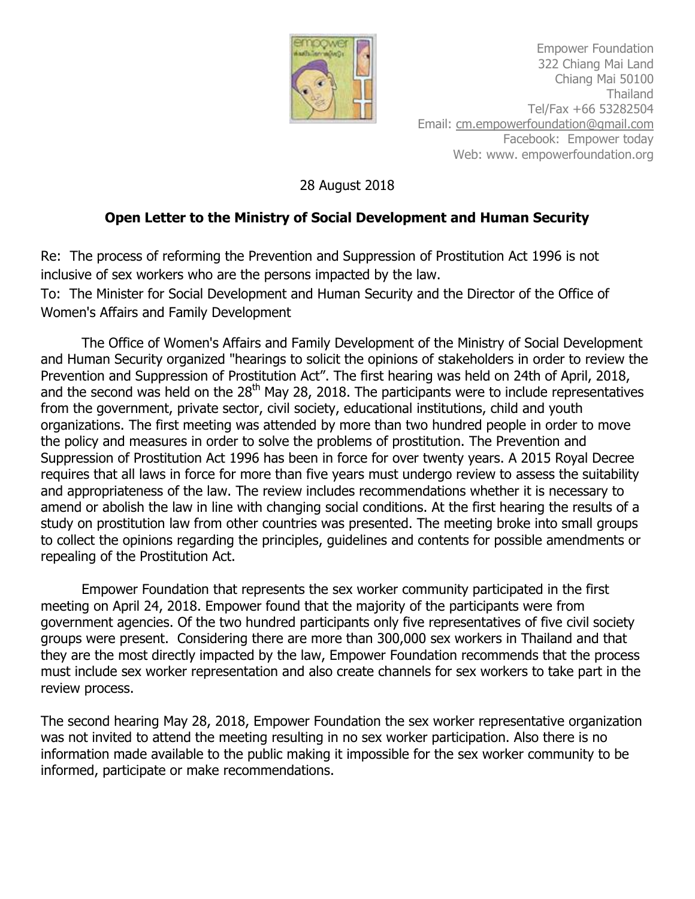Empower Foundation
322 Chiang Mai Land
Chiang Mai 50100
Thailand
Tel/Fax +66 53282504
Email: cm.empowerfoundation@gmail.com
Facebook: Empower today
Web: www. empowerfoundation.org

28 August 2018

## Open Letter to the Ministry of Social Development and Human Security

Re: The process of reforming the Prevention and Suppression of Prostitution Act 1996 is not inclusive of sex workers who are the persons impacted by the law.

To: The Minister for Social Development and Human Security and the Director of the Office of Women's Affairs and Family Development

The Office of Women's Affairs and Family Development of the Ministry of Social Development and Human Security organized "hearings to solicit the opinions of stakeholders in order to review the Prevention and Suppression of Prostitution Act". The first hearing was held on 24th of April, 2018, and the second was held on the 28th May 28, 2018. The participants were to include representatives from the government, private sector, civil society, educational institutions, child and youth organizations. The first meeting was attended by more than two hundred people in order to move the policy and measures in order to solve the problems of prostitution. The Prevention and Suppression of Prostitution Act 1996 has been in force for over twenty years. A 2015 Royal Decree requires that all laws in force for more than five years must undergo review to assess the suitability and appropriateness of the law. The review includes recommendations whether it is necessary to amend or abolish the law in line with changing social conditions. At the first hearing the results of a study on prostitution law from other countries was presented. The meeting broke into small groups to collect the opinions regarding the principles, guidelines and contents for possible amendments or repealing of the Prostitution Act.

Empower Foundation that represents the sex worker community participated in the first meeting on April 24, 2018. Empower found that the majority of the participants were from government agencies. Of the two hundred participants only five representatives of five civil society groups were present. Considering there are more than 300,000 sex workers in Thailand and that they are the most directly impacted by the law, Empower Foundation recommends that the process must include sex worker representation and also create channels for sex workers to take part in the review process.

The second hearing May 28, 2018, Empower Foundation the sex worker representative organization was not invited to attend the meeting resulting in no sex worker participation. Also there is no information made available to the public making it impossible for the sex worker community to be informed, participate or make recommendations.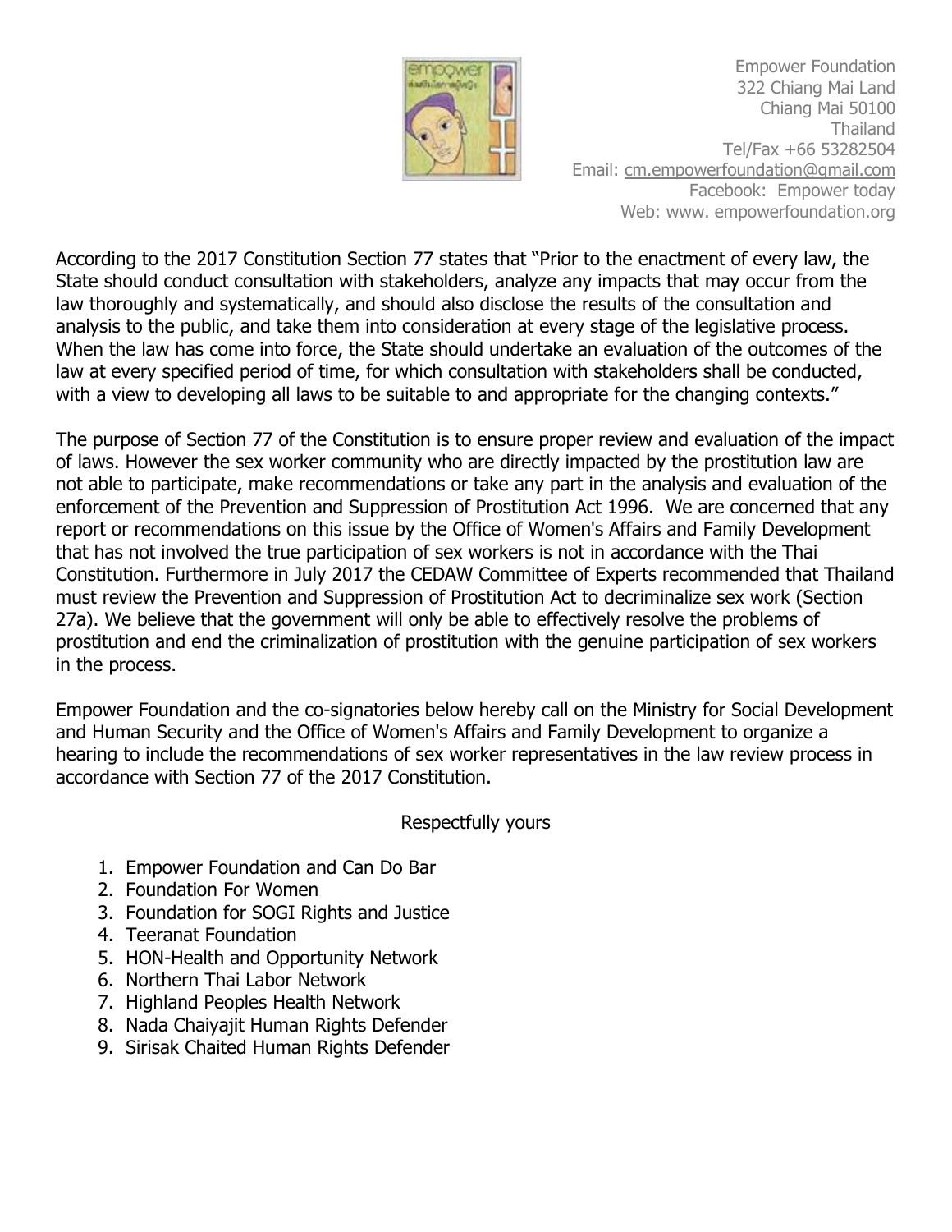Empower Foundation
322 Chiang Mai Land
Chiang Mai 50100
Thailand
Tel/Fax +66 53282504
Email: cm.empowerfoundation@gmail.com
Facebook: Empower today
Web: www. empowerfoundation.org

According to the 2017 Constitution Section 77 states that "Prior to the enactment of every law, the State should conduct consultation with stakeholders, analyze any impacts that may occur from the law thoroughly and systematically, and should also disclose the results of the consultation and analysis to the public, and take them into consideration at every stage of the legislative process. When the law has come into force, the State should undertake an evaluation of the outcomes of the law at every specified period of time, for which consultation with stakeholders shall be conducted, with a view to developing all laws to be suitable to and appropriate for the changing contexts."

The purpose of Section 77 of the Constitution is to ensure proper review and evaluation of the impact of laws. However the sex worker community who are directly impacted by the prostitution law are not able to participate, make recommendations or take any part in the analysis and evaluation of the enforcement of the Prevention and Suppression of Prostitution Act 1996. We are concerned that any report or recommendations on this issue by the Office of Women's Affairs and Family Development that has not involved the true participation of sex workers is not in accordance with the Thai Constitution. Furthermore in July 2017 the CEDAW Committee of Experts recommended that Thailand must review the Prevention and Suppression of Prostitution Act to decriminalize sex work (Section 27a). We believe that the government will only be able to effectively resolve the problems of prostitution and end the criminalization of prostitution with the genuine participation of sex workers in the process.

Empower Foundation and the co-signatories below hereby call on the Ministry for Social Development and Human Security and the Office of Women's Affairs and Family Development to organize a hearing to include the recommendations of sex worker representatives in the law review process in accordance with Section 77 of the 2017 Constitution.

Respectfully yours

1. Empower Foundation and Can Do Bar
2. Foundation For Women
3. Foundation for SOGI Rights and Justice
4. Teeranat Foundation
5. HON-Health and Opportunity Network
6. Northern Thai Labor Network
7. Highland Peoples Health Network
8. Nada Chaiyajit Human Rights Defender
9. Sirisak Chaited Human Rights Defender